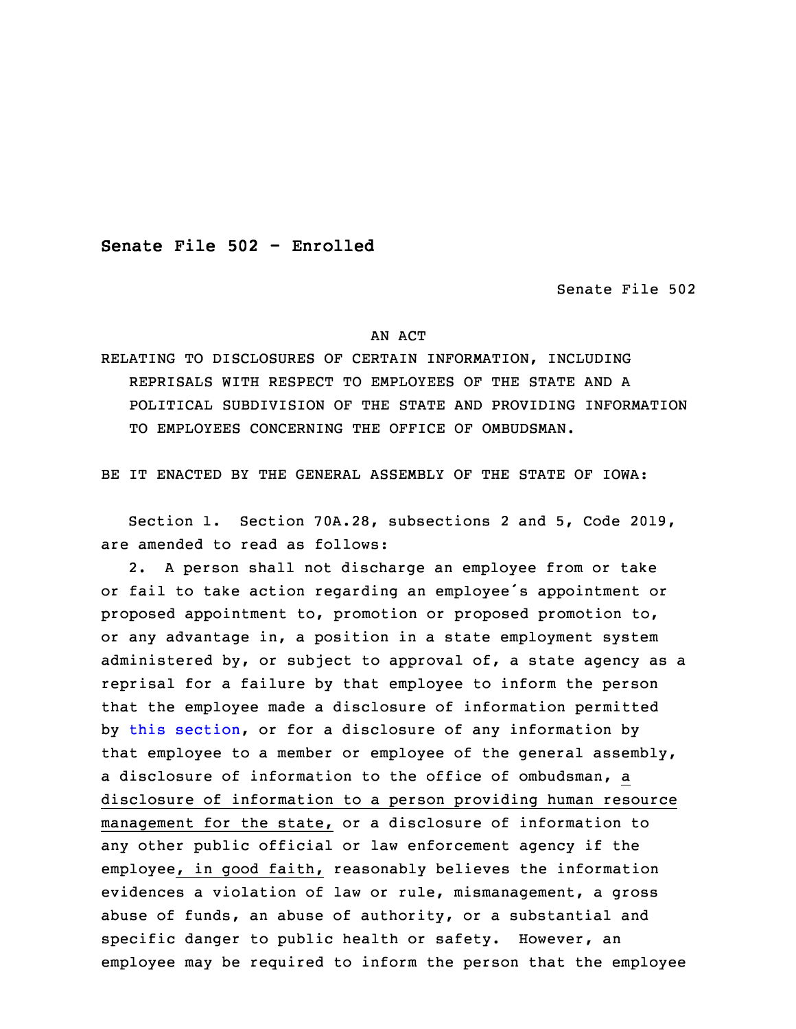**Senate File 502 - Enrolled**

Senate File 502

AN ACT

RELATING TO DISCLOSURES OF CERTAIN INFORMATION, INCLUDING REPRISALS WITH RESPECT TO EMPLOYEES OF THE STATE AND A POLITICAL SUBDIVISION OF THE STATE AND PROVIDING INFORMATION TO EMPLOYEES CONCERNING THE OFFICE OF OMBUDSMAN.

BE IT ENACTED BY THE GENERAL ASSEMBLY OF THE STATE OF IOWA:

Section 1. Section 70A.28, subsections 2 and 5, Code 2019, are amended to read as follows:

2. A person shall not discharge an employee from or take or fail to take action regarding an employee´s appointment or proposed appointment to, promotion or proposed promotion to, or any advantage in, a position in a state employment system administered by, or subject to approval of, a state agency as a reprisal for a failure by that employee to inform the person that the employee made a disclosure of information permitted by this section, or for a disclosure of any information by that employee to a member or employee of the general assembly, a disclosure of information to the office of ombudsman, <u>a disclosure of information to a person providing human resource management for the state,</u> or a disclosure of information to any other public official or law enforcement agency if the employee<u>, in good faith,</u> reasonably believes the information evidences a violation of law or rule, mismanagement, a gross abuse of funds, an abuse of authority, or a substantial and specific danger to public health or safety. However, an employee may be required to inform the person that the employee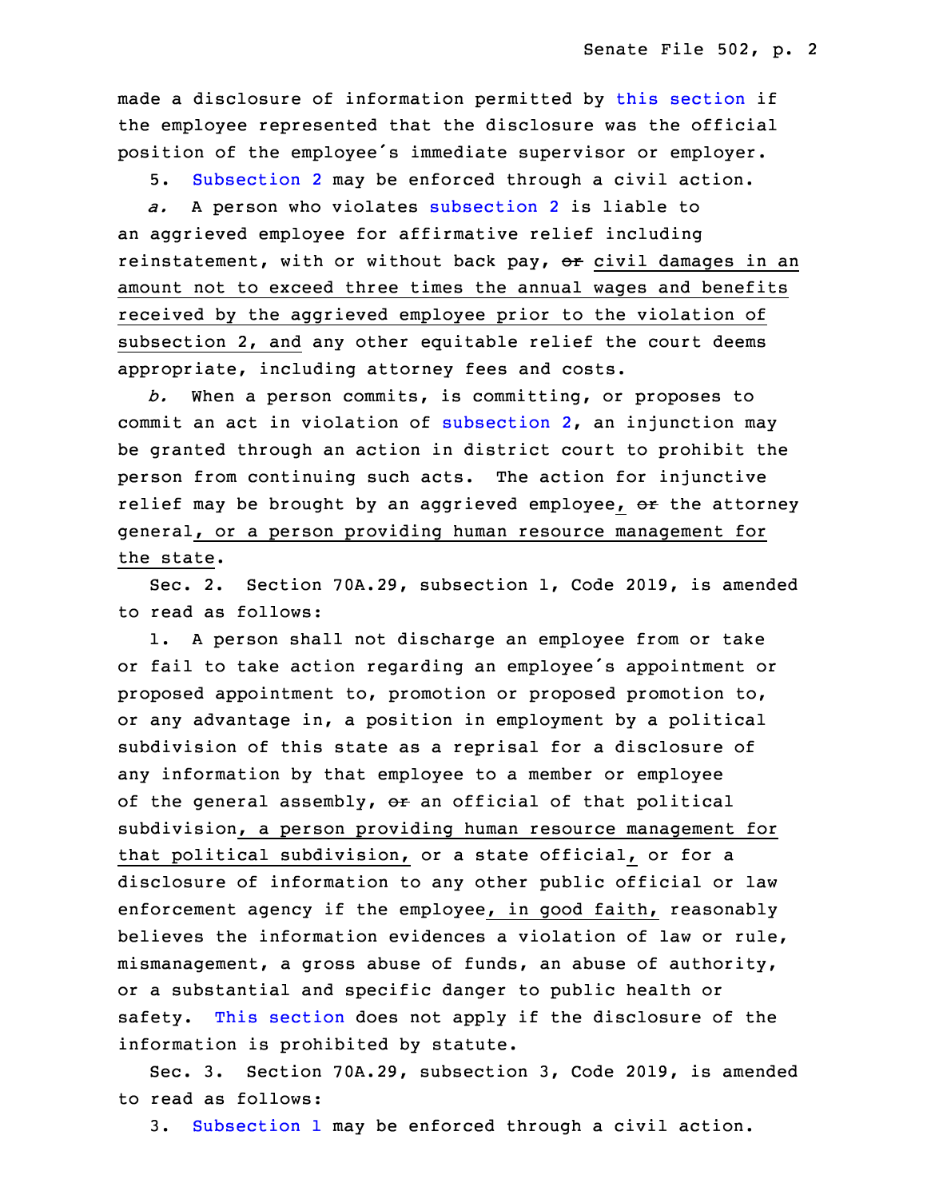made a disclosure of information permitted by this section if the employee represented that the disclosure was the official position of the employee's immediate supervisor or employer.

5. Subsection 2 may be enforced through a civil action.

*a.* A person who violates subsection 2 is liable to an aggrieved employee for affirmative relief including reinstatement, with or without back pay, ~~or~~ civil damages in an amount not to exceed three times the annual wages and benefits received by the aggrieved employee prior to the violation of subsection 2, and any other equitable relief the court deems appropriate, including attorney fees and costs.

*b.* When a person commits, is committing, or proposes to commit an act in violation of subsection 2, an injunction may be granted through an action in district court to prohibit the person from continuing such acts. The action for injunctive relief may be brought by an aggrieved employee, ~~or~~ the attorney general, or a person providing human resource management for the state.

Sec. 2. Section 70A.29, subsection 1, Code 2019, is amended to read as follows:

1. A person shall not discharge an employee from or take or fail to take action regarding an employee's appointment or proposed appointment to, promotion or proposed promotion to, or any advantage in, a position in employment by a political subdivision of this state as a reprisal for a disclosure of any information by that employee to a member or employee of the general assembly, ~~or~~ an official of that political subdivision, a person providing human resource management for that political subdivision, or a state official, or for a disclosure of information to any other public official or law enforcement agency if the employee, in good faith, reasonably believes the information evidences a violation of law or rule, mismanagement, a gross abuse of funds, an abuse of authority, or a substantial and specific danger to public health or safety. This section does not apply if the disclosure of the information is prohibited by statute.

Sec. 3. Section 70A.29, subsection 3, Code 2019, is amended to read as follows:

3. Subsection 1 may be enforced through a civil action.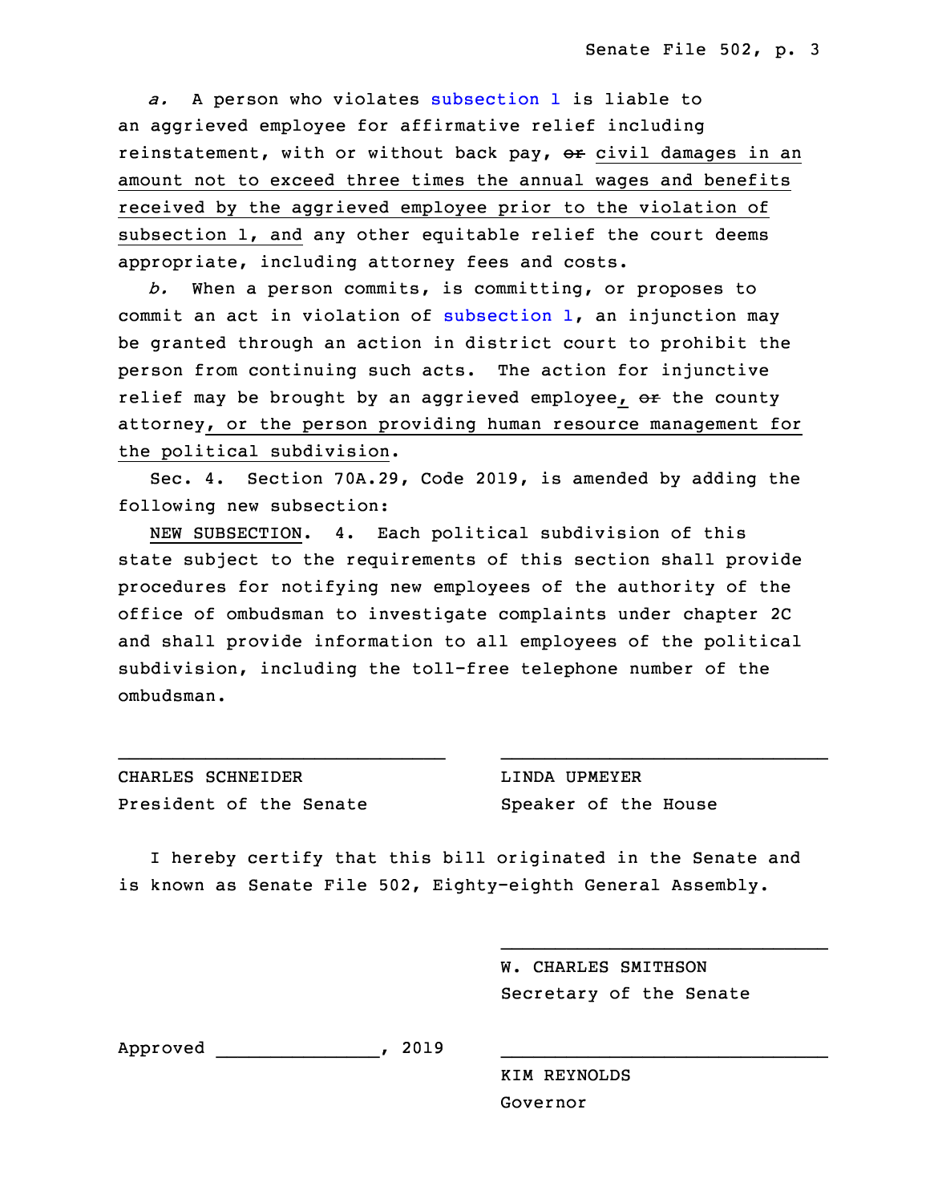*a.* A person who violates subsection 1 is liable to an aggrieved employee for affirmative relief including reinstatement, with or without back pay, ~~or~~ civil damages in an amount not to exceed three times the annual wages and benefits received by the aggrieved employee prior to the violation of subsection 1, and any other equitable relief the court deems appropriate, including attorney fees and costs.

*b.* When a person commits, is committing, or proposes to commit an act in violation of subsection 1, an injunction may be granted through an action in district court to prohibit the person from continuing such acts. The action for injunctive relief may be brought by an aggrieved employee, ~~or~~ the county attorney, or the person providing human resource management for the political subdivision.

Sec. 4. Section 70A.29, Code 2019, is amended by adding the following new subsection:

NEW SUBSECTION. 4. Each political subdivision of this state subject to the requirements of this section shall provide procedures for notifying new employees of the authority of the office of ombudsman to investigate complaints under chapter 2C and shall provide information to all employees of the political subdivision, including the toll-free telephone number of the ombudsman.

| | |
|---|---|
| CHARLES SCHNEIDER<br>President of the Senate | LINDA UPMEYER<br>Speaker of the House |

I hereby certify that this bill originated in the Senate and is known as Senate File 502, Eighty-eighth General Assembly.

W. CHARLES SMITHSON
Secretary of the Senate

Approved _______________, 2019

KIM REYNOLDS
Governor